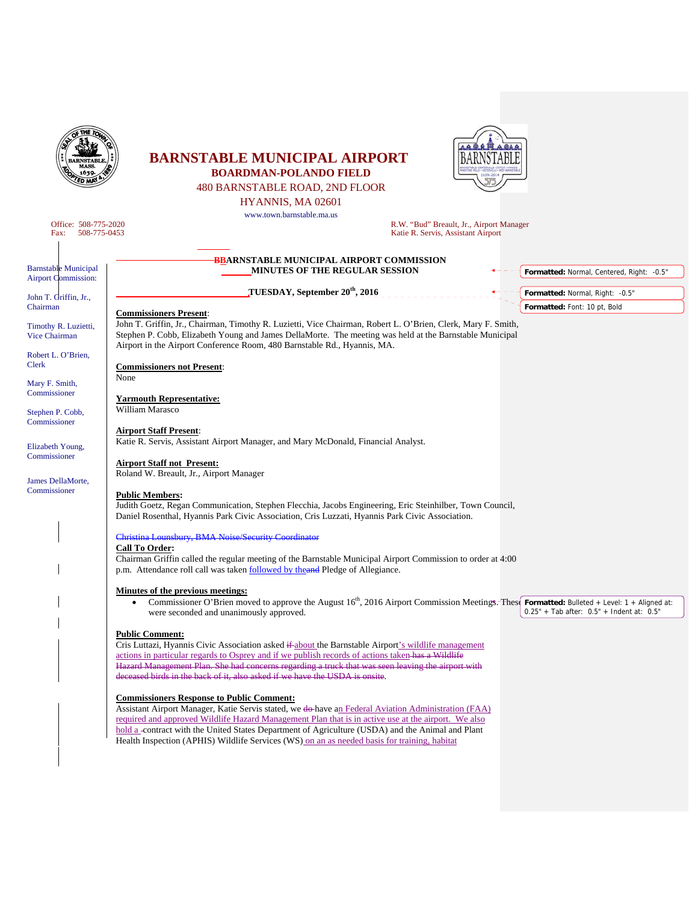# BARNSTABLE MUNICIPAL AIRPORT

## BOARDMAN-POLANDO FIELD

480 BARNSTABLE ROAD, 2ND FLOOR
HYANNIS, MA 02601
www.town.barnstable.ma.us

Office: 508-775-2020
Fax: 508-775-0453

R.W. "Bud" Breault, Jr., Airport Manager
Katie R. Servis, Assistant Airport

Barnstable Municipal Airport Commission:

John T. Griffin, Jr., Chairman

Timothy R. Luzietti, Vice Chairman

Robert L. O'Brien, Clerk

Mary F. Smith, Commissioner

Stephen P. Cobb, Commissioner

Elizabeth Young, Commissioner

James DellaMorte, Commissioner

**BBARNSTABLE MUNICIPAL AIRPORT COMMISSION**
**MINUTES OF THE REGULAR SESSION**

**TUESDAY, September 20th, 2016**

**Commissioners Present**:
John T. Griffin, Jr., Chairman, Timothy R. Luzietti, Vice Chairman, Robert L. O'Brien, Clerk, Mary F. Smith, Stephen P. Cobb, Elizabeth Young and James DellaMorte. The meeting was held at the Barnstable Municipal Airport in the Airport Conference Room, 480 Barnstable Rd., Hyannis, MA.

**Commissioners not Present**:
None

**Yarmouth Representative:**
William Marasco

**Airport Staff Present**:
Katie R. Servis, Assistant Airport Manager, and Mary McDonald, Financial Analyst.

**Airport Staff not Present:**
Roland W. Breault, Jr., Airport Manager

**Public Members:**
Judith Goetz, Regan Communication, Stephen Flecchia, Jacobs Engineering, Eric Steinhilber, Town Council, Daniel Rosenthal, Hyannis Park Civic Association, Cris Luzzati, Hyannis Park Civic Association.

~~Christina Lounsbury, BMA Noise/Security Coordinator~~

**Call To Order:**
Chairman Griffin called the regular meeting of the Barnstable Municipal Airport Commission to order at 4:00 p.m. Attendance roll call was taken followed by the~~and~~ Pledge of Allegiance.

**Minutes of the previous meetings:**

- Commissioner O'Brien moved to approve the August 16th, 2016 Airport Commission Meetings. These were seconded and unanimously approved.

**Public Comment:**
Cris Luttazi, Hyannis Civic Association asked ~~if~~ about the Barnstable Airport's wildlife management actions in particular regards to Osprey and if we publish records of actions taken ~~has a Wildlife Hazard Management Plan. She had concerns regarding a truck that was seen leaving the airport with deceased birds in the back of it, also asked if we have the USDA is onsite~~.

**Commissioners Response to Public Comment:**
Assistant Airport Manager, Katie Servis stated, we ~~do~~ have an Federal Aviation Administration (FAA) required and approved Wildlife Hazard Management Plan that is in active use at the airport. We also hold a contract with the United States Department of Agriculture (USDA) and the Animal and Plant Health Inspection (APHIS) Wildlife Services (WS) on an as needed basis for training, habitat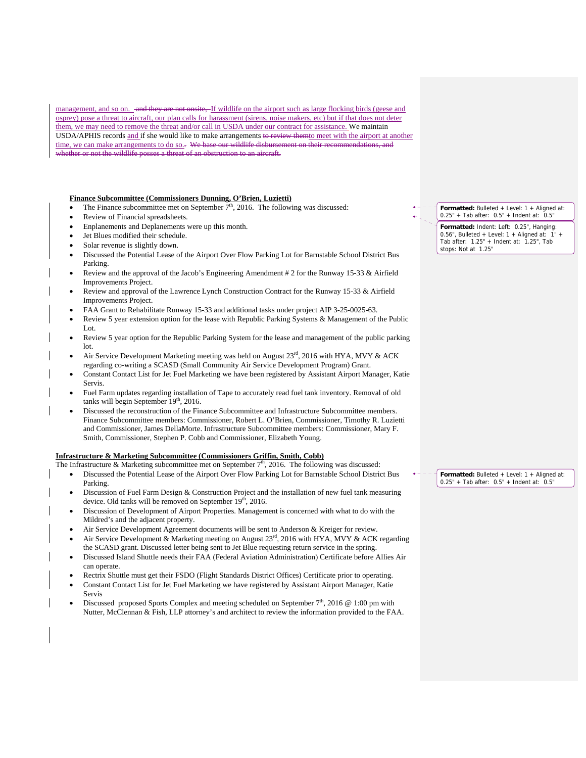management, and so on. ~~and they are not onsite,~~ If wildlife on the airport such as large flocking birds (geese and osprey) pose a threat to aircraft, our plan calls for harassment (sirens, noise makers, etc) but if that does not deter them, we may need to remove the threat and/or call in USDA under our contract for assistance. We maintain USDA/APHIS records and if she would like to make arrangements ~~to review them~~to meet with the airport at another time, we can make arrangements to do so.. ~~We base our wildlife disbursement on their recommendations, and whether or not the wildlife posses a threat of an obstruction to an aircraft.~~

**Finance Subcommittee (Commissioners Dunning, O'Brien, Luzietti)**

- The Finance subcommittee met on September 7th, 2016. The following was discussed:
- Review of Financial spreadsheets.
- Enplanements and Deplanements were up this month.
- Jet Blues modified their schedule.
- Solar revenue is slightly down.
- Discussed the Potential Lease of the Airport Over Flow Parking Lot for Barnstable School District Bus Parking.
- Review and the approval of the Jacob's Engineering Amendment # 2 for the Runway 15-33 & Airfield Improvements Project.
- Review and approval of the Lawrence Lynch Construction Contract for the Runway 15-33 & Airfield Improvements Project.
- FAA Grant to Rehabilitate Runway 15-33 and additional tasks under project AIP 3-25-0025-63.
- Review 5 year extension option for the lease with Republic Parking Systems & Management of the Public Lot.
- Review 5 year option for the Republic Parking System for the lease and management of the public parking lot.
- Air Service Development Marketing meeting was held on August 23rd, 2016 with HYA, MVY & ACK regarding co-writing a SCASD (Small Community Air Service Development Program) Grant.
- Constant Contact List for Jet Fuel Marketing we have been registered by Assistant Airport Manager, Katie Servis.
- Fuel Farm updates regarding installation of Tape to accurately read fuel tank inventory. Removal of old tanks will begin September 19th, 2016.
- Discussed the reconstruction of the Finance Subcommittee and Infrastructure Subcommittee members. Finance Subcommittee members: Commissioner, Robert L. O'Brien, Commissioner, Timothy R. Luzietti and Commissioner, James DellaMorte. Infrastructure Subcommittee members: Commissioner, Mary F. Smith, Commissioner, Stephen P. Cobb and Commissioner, Elizabeth Young.

**Infrastructure & Marketing Subcommittee (Commissioners Griffin, Smith, Cobb)**

The Infrastructure & Marketing subcommittee met on September 7th, 2016. The following was discussed:

- Discussed the Potential Lease of the Airport Over Flow Parking Lot for Barnstable School District Bus Parking.
- Discussion of Fuel Farm Design & Construction Project and the installation of new fuel tank measuring device. Old tanks will be removed on September 19th, 2016.
- Discussion of Development of Airport Properties. Management is concerned with what to do with the Mildred's and the adjacent property.
- Air Service Development Agreement documents will be sent to Anderson & Kreiger for review.
- Air Service Development & Marketing meeting on August 23rd, 2016 with HYA, MVY & ACK regarding the SCASD grant. Discussed letter being sent to Jet Blue requesting return service in the spring.
- Discussed Island Shuttle needs their FAA (Federal Aviation Administration) Certificate before Allies Air can operate.
- Rectrix Shuttle must get their FSDO (Flight Standards District Offices) Certificate prior to operating.
- Constant Contact List for Jet Fuel Marketing we have registered by Assistant Airport Manager, Katie Servis
- Discussed proposed Sports Complex and meeting scheduled on September 7th, 2016 @ 1:00 pm with Nutter, McClennan & Fish, LLP attorney's and architect to review the information provided to the FAA.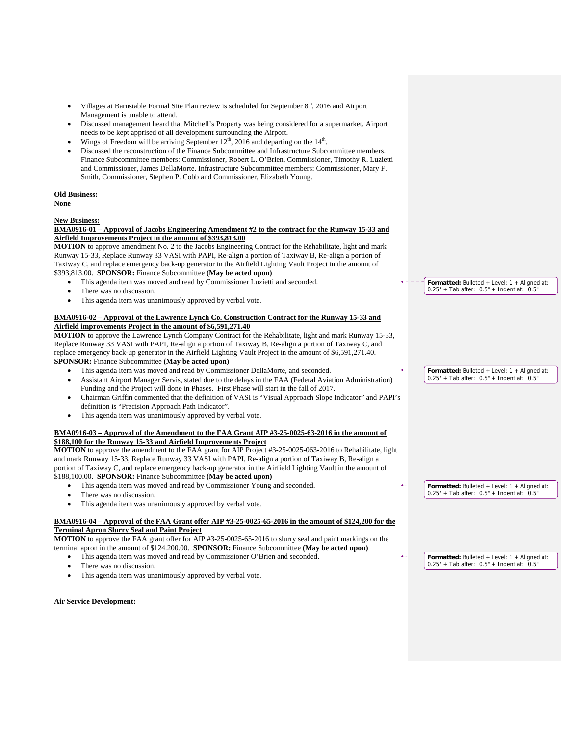- Villages at Barnstable Formal Site Plan review is scheduled for September 8th, 2016 and Airport Management is unable to attend.
- Discussed management heard that Mitchell's Property was being considered for a supermarket. Airport needs to be kept apprised of all development surrounding the Airport.
- Wings of Freedom will be arriving September 12th, 2016 and departing on the 14th.
- Discussed the reconstruction of the Finance Subcommittee and Infrastructure Subcommittee members. Finance Subcommittee members: Commissioner, Robert L. O'Brien, Commissioner, Timothy R. Luzietti and Commissioner, James DellaMorte. Infrastructure Subcommittee members: Commissioner, Mary F. Smith, Commissioner, Stephen P. Cobb and Commissioner, Elizabeth Young.

**Old Business:**

**None**

**New Business:**

**BMA0916-01 – Approval of Jacobs Engineering Amendment #2 to the contract for the Runway 15-33 and Airfield Improvements Project in the amount of $393,813.00**

**MOTION** to approve amendment No. 2 to the Jacobs Engineering Contract for the Rehabilitate, light and mark Runway 15-33, Replace Runway 33 VASI with PAPI, Re-align a portion of Taxiway B, Re-align a portion of Taxiway C, and replace emergency back-up generator in the Airfield Lighting Vault Project in the amount of $393,813.00. **SPONSOR:** Finance Subcommittee **(May be acted upon)**

- This agenda item was moved and read by Commissioner Luzietti and seconded.
- There was no discussion.
- This agenda item was unanimously approved by verbal vote.

**BMA0916-02 – Approval of the Lawrence Lynch Co. Construction Contract for the Runway 15-33 and Airfield improvements Project in the amount of $6,591,271.40**

**MOTION** to approve the Lawrence Lynch Company Contract for the Rehabilitate, light and mark Runway 15-33, Replace Runway 33 VASI with PAPI, Re-align a portion of Taxiway B, Re-align a portion of Taxiway C, and replace emergency back-up generator in the Airfield Lighting Vault Project in the amount of $6,591,271.40. **SPONSOR:** Finance Subcommittee **(May be acted upon)**

- This agenda item was moved and read by Commissioner DellaMorte, and seconded.
- Assistant Airport Manager Servis, stated due to the delays in the FAA (Federal Aviation Administration) Funding and the Project will done in Phases. First Phase will start in the fall of 2017.
- Chairman Griffin commented that the definition of VASI is "Visual Approach Slope Indicator" and PAPI's definition is "Precision Approach Path Indicator".
- This agenda item was unanimously approved by verbal vote.

**BMA0916-03 – Approval of the Amendment to the FAA Grant AIP #3-25-0025-63-2016 in the amount of $188,100 for the Runway 15-33 and Airfield Improvements Project**

**MOTION** to approve the amendment to the FAA grant for AIP Project #3-25-0025-063-2016 to Rehabilitate, light and mark Runway 15-33, Replace Runway 33 VASI with PAPI, Re-align a portion of Taxiway B, Re-align a portion of Taxiway C, and replace emergency back-up generator in the Airfield Lighting Vault in the amount of $188,100.00. **SPONSOR:** Finance Subcommittee **(May be acted upon)**

- This agenda item was moved and read by Commissioner Young and seconded.
- There was no discussion.
- This agenda item was unanimously approved by verbal vote.

**BMA0916-04 – Approval of the FAA Grant offer AIP #3-25-0025-65-2016 in the amount of $124,200 for the Terminal Apron Slurry Seal and Paint Project**

**MOTION** to approve the FAA grant offer for AIP #3-25-0025-65-2016 to slurry seal and paint markings on the terminal apron in the amount of $124.200.00. **SPONSOR:** Finance Subcommittee **(May be acted upon)**

- This agenda item was moved and read by Commissioner O'Brien and seconded.
- There was no discussion.
- This agenda item was unanimously approved by verbal vote.

**Air Service Development:**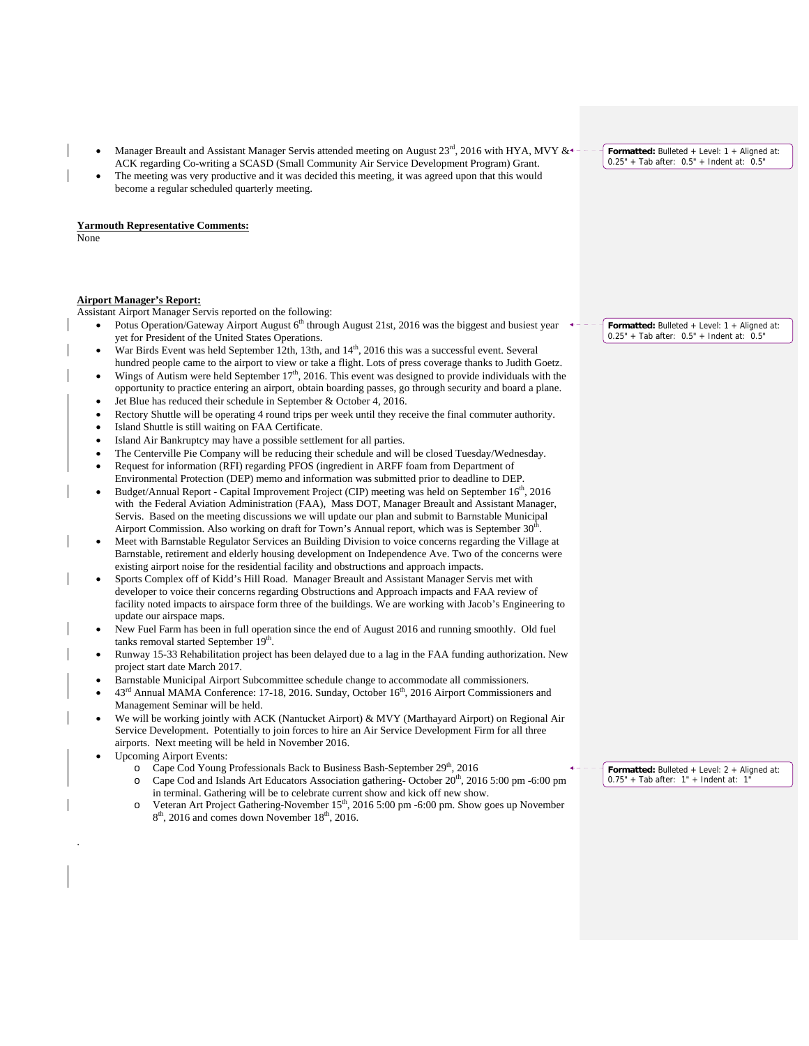- Manager Breault and Assistant Manager Servis attended meeting on August 23rd, 2016 with HYA, MVY & ACK regarding Co-writing a SCASD (Small Community Air Service Development Program) Grant.
- The meeting was very productive and it was decided this meeting, it was agreed upon that this would become a regular scheduled quarterly meeting.

**Yarmouth Representative Comments:**
None

**Airport Manager's Report:**
Assistant Airport Manager Servis reported on the following:

- Potus Operation/Gateway Airport August 6th through August 21st, 2016 was the biggest and busiest year yet for President of the United States Operations.
- War Birds Event was held September 12th, 13th, and 14th, 2016 this was a successful event. Several hundred people came to the airport to view or take a flight. Lots of press coverage thanks to Judith Goetz.
- Wings of Autism were held September 17th, 2016. This event was designed to provide individuals with the opportunity to practice entering an airport, obtain boarding passes, go through security and board a plane.
- Jet Blue has reduced their schedule in September & October 4, 2016.
- Rectory Shuttle will be operating 4 round trips per week until they receive the final commuter authority.
- Island Shuttle is still waiting on FAA Certificate.
- Island Air Bankruptcy may have a possible settlement for all parties.
- The Centerville Pie Company will be reducing their schedule and will be closed Tuesday/Wednesday.
- Request for information (RFI) regarding PFOS (ingredient in ARFF foam from Department of Environmental Protection (DEP) memo and information was submitted prior to deadline to DEP.
- Budget/Annual Report - Capital Improvement Project (CIP) meeting was held on September 16th, 2016 with the Federal Aviation Administration (FAA), Mass DOT, Manager Breault and Assistant Manager, Servis. Based on the meeting discussions we will update our plan and submit to Barnstable Municipal Airport Commission. Also working on draft for Town's Annual report, which was is September 30th.
- Meet with Barnstable Regulator Services an Building Division to voice concerns regarding the Village at Barnstable, retirement and elderly housing development on Independence Ave. Two of the concerns were existing airport noise for the residential facility and obstructions and approach impacts.
- Sports Complex off of Kidd's Hill Road. Manager Breault and Assistant Manager Servis met with developer to voice their concerns regarding Obstructions and Approach impacts and FAA review of facility noted impacts to airspace form three of the buildings. We are working with Jacob's Engineering to update our airspace maps.
- New Fuel Farm has been in full operation since the end of August 2016 and running smoothly. Old fuel tanks removal started September 19th.
- Runway 15-33 Rehabilitation project has been delayed due to a lag in the FAA funding authorization. New project start date March 2017.
- Barnstable Municipal Airport Subcommittee schedule change to accommodate all commissioners.
- 43rd Annual MAMA Conference: 17-18, 2016. Sunday, October 16th, 2016 Airport Commissioners and Management Seminar will be held.
- We will be working jointly with ACK (Nantucket Airport) & MVY (Marthayard Airport) on Regional Air Service Development. Potentially to join forces to hire an Air Service Development Firm for all three airports. Next meeting will be held in November 2016.
- Upcoming Airport Events:
  - Cape Cod Young Professionals Back to Business Bash-September 29th, 2016
  - Cape Cod and Islands Art Educators Association gathering- October 20th, 2016 5:00 pm -6:00 pm in terminal. Gathering will be to celebrate current show and kick off new show.
  - Veteran Art Project Gathering-November 15th, 2016 5:00 pm -6:00 pm. Show goes up November 8th, 2016 and comes down November 18th, 2016.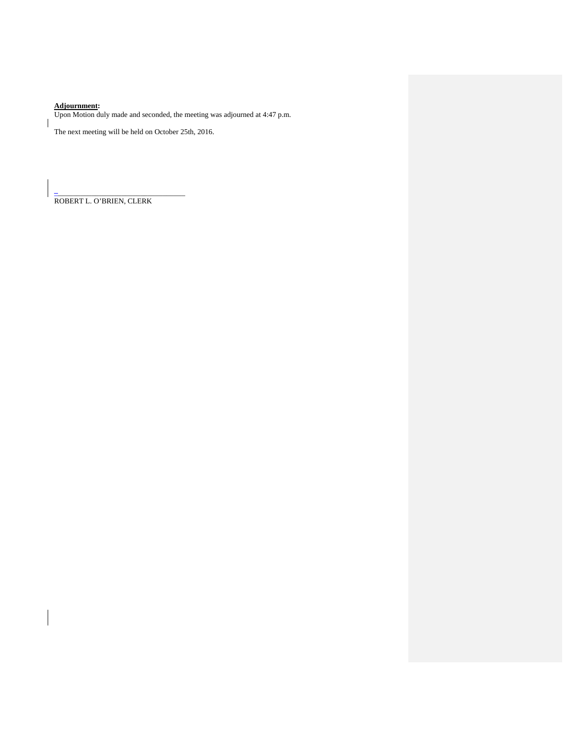**Adjournment:**
Upon Motion duly made and seconded, the meeting was adjourned at 4:47 p.m.

The next meeting will be held on October 25th, 2016.

\_\_\_\_\_\_\_\_\_\_\_\_\_\_\_\_\_\_\_\_\_\_\_\_\_\_\_\_\_\_\_\_\_\_\_\_
ROBERT L. O'BRIEN, CLERK